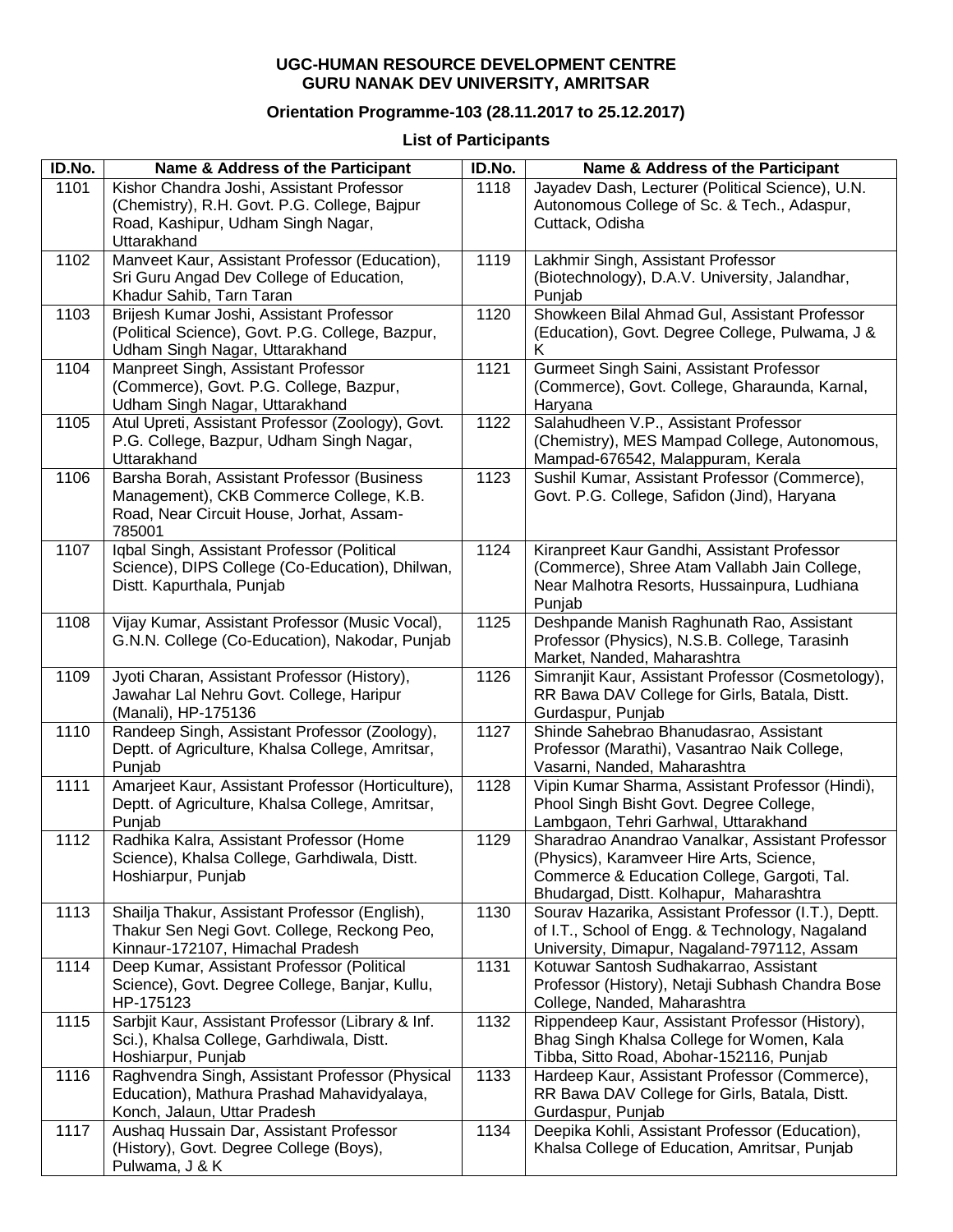**UGC-HUMAN RESOURCE DEVELOPMENT CENTRE**
**GURU NANAK DEV UNIVERSITY, AMRITSAR**

**Orientation Programme-103 (28.11.2017 to 25.12.2017)**

**List of Participants**

| ID.No. | Name & Address of the Participant | ID.No. | Name & Address of the Participant |
|---|---|---|---|
| 1101 | Kishor Chandra Joshi, Assistant Professor (Chemistry), R.H. Govt. P.G. College, Bajpur Road, Kashipur, Udham Singh Nagar, Uttarakhand | 1118 | Jayadev Dash, Lecturer (Political Science), U.N. Autonomous College of Sc. & Tech., Adaspur, Cuttack, Odisha |
| 1102 | Manveet Kaur, Assistant Professor (Education), Sri Guru Angad Dev College of Education, Khadur Sahib, Tarn Taran | 1119 | Lakhmir Singh, Assistant Professor (Biotechnology), D.A.V. University, Jalandhar, Punjab |
| 1103 | Brijesh Kumar Joshi, Assistant Professor (Political Science), Govt. P.G. College, Bazpur, Udham Singh Nagar, Uttarakhand | 1120 | Showkeen Bilal Ahmad Gul, Assistant Professor (Education), Govt. Degree College, Pulwama, J & K |
| 1104 | Manpreet Singh, Assistant Professor (Commerce), Govt. P.G. College, Bazpur, Udham Singh Nagar, Uttarakhand | 1121 | Gurmeet Singh Saini, Assistant Professor (Commerce), Govt. College, Gharaunda, Karnal, Haryana |
| 1105 | Atul Upreti, Assistant Professor (Zoology), Govt. P.G. College, Bazpur, Udham Singh Nagar, Uttarakhand | 1122 | Salahudheen V.P., Assistant Professor (Chemistry), MES Mampad College, Autonomous, Mampad-676542, Malappuram, Kerala |
| 1106 | Barsha Borah, Assistant Professor (Business Management), CKB Commerce College, K.B. Road, Near Circuit House, Jorhat, Assam-785001 | 1123 | Sushil Kumar, Assistant Professor (Commerce), Govt. P.G. College, Safidon (Jind), Haryana |
| 1107 | Iqbal Singh, Assistant Professor (Political Science), DIPS College (Co-Education), Dhilwan, Distt. Kapurthala, Punjab | 1124 | Kiranpreet Kaur Gandhi, Assistant Professor (Commerce), Shree Atam Vallabh Jain College, Near Malhotra Resorts, Hussainpura, Ludhiana Punjab |
| 1108 | Vijay Kumar, Assistant Professor (Music Vocal), G.N.N. College (Co-Education), Nakodar, Punjab | 1125 | Deshpande Manish Raghunath Rao, Assistant Professor (Physics), N.S.B. College, Tarasinh Market, Nanded, Maharashtra |
| 1109 | Jyoti Charan, Assistant Professor (History), Jawahar Lal Nehru Govt. College, Haripur (Manali), HP-175136 | 1126 | Simranjit Kaur, Assistant Professor (Cosmetology), RR Bawa DAV College for Girls, Batala, Distt. Gurdaspur, Punjab |
| 1110 | Randeep Singh, Assistant Professor (Zoology), Deptt. of Agriculture, Khalsa College, Amritsar, Punjab | 1127 | Shinde Sahebrao Bhanudasrao, Assistant Professor (Marathi), Vasantrao Naik College, Vasarni, Nanded, Maharashtra |
| 1111 | Amarjeet Kaur, Assistant Professor (Horticulture), Deptt. of Agriculture, Khalsa College, Amritsar, Punjab | 1128 | Vipin Kumar Sharma, Assistant Professor (Hindi), Phool Singh Bisht Govt. Degree College, Lambgaon, Tehri Garhwal, Uttarakhand |
| 1112 | Radhika Kalra, Assistant Professor (Home Science), Khalsa College, Garhdiwala, Distt. Hoshiarpur, Punjab | 1129 | Sharadrao Anandrao Vanalkar, Assistant Professor (Physics), Karamveer Hire Arts, Science, Commerce & Education College, Gargoti, Tal. Bhudargad, Distt. Kolhapur, Maharashtra |
| 1113 | Shailja Thakur, Assistant Professor (English), Thakur Sen Negi Govt. College, Reckong Peo, Kinnaur-172107, Himachal Pradesh | 1130 | Sourav Hazarika, Assistant Professor (I.T.), Deptt. of I.T., School of Engg. & Technology, Nagaland University, Dimapur, Nagaland-797112, Assam |
| 1114 | Deep Kumar, Assistant Professor (Political Science), Govt. Degree College, Banjar, Kullu, HP-175123 | 1131 | Kotuwar Santosh Sudhakarrao, Assistant Professor (History), Netaji Subhash Chandra Bose College, Nanded, Maharashtra |
| 1115 | Sarbjit Kaur, Assistant Professor (Library & Inf. Sci.), Khalsa College, Garhdiwala, Distt. Hoshiarpur, Punjab | 1132 | Rippendeep Kaur, Assistant Professor (History), Bhag Singh Khalsa College for Women, Kala Tibba, Sitto Road, Abohar-152116, Punjab |
| 1116 | Raghvendra Singh, Assistant Professor (Physical Education), Mathura Prashad Mahavidyalaya, Konch, Jalaun, Uttar Pradesh | 1133 | Hardeep Kaur, Assistant Professor (Commerce), RR Bawa DAV College for Girls, Batala, Distt. Gurdaspur, Punjab |
| 1117 | Aushaq Hussain Dar, Assistant Professor (History), Govt. Degree College (Boys), Pulwama, J & K | 1134 | Deepika Kohli, Assistant Professor (Education), Khalsa College of Education, Amritsar, Punjab |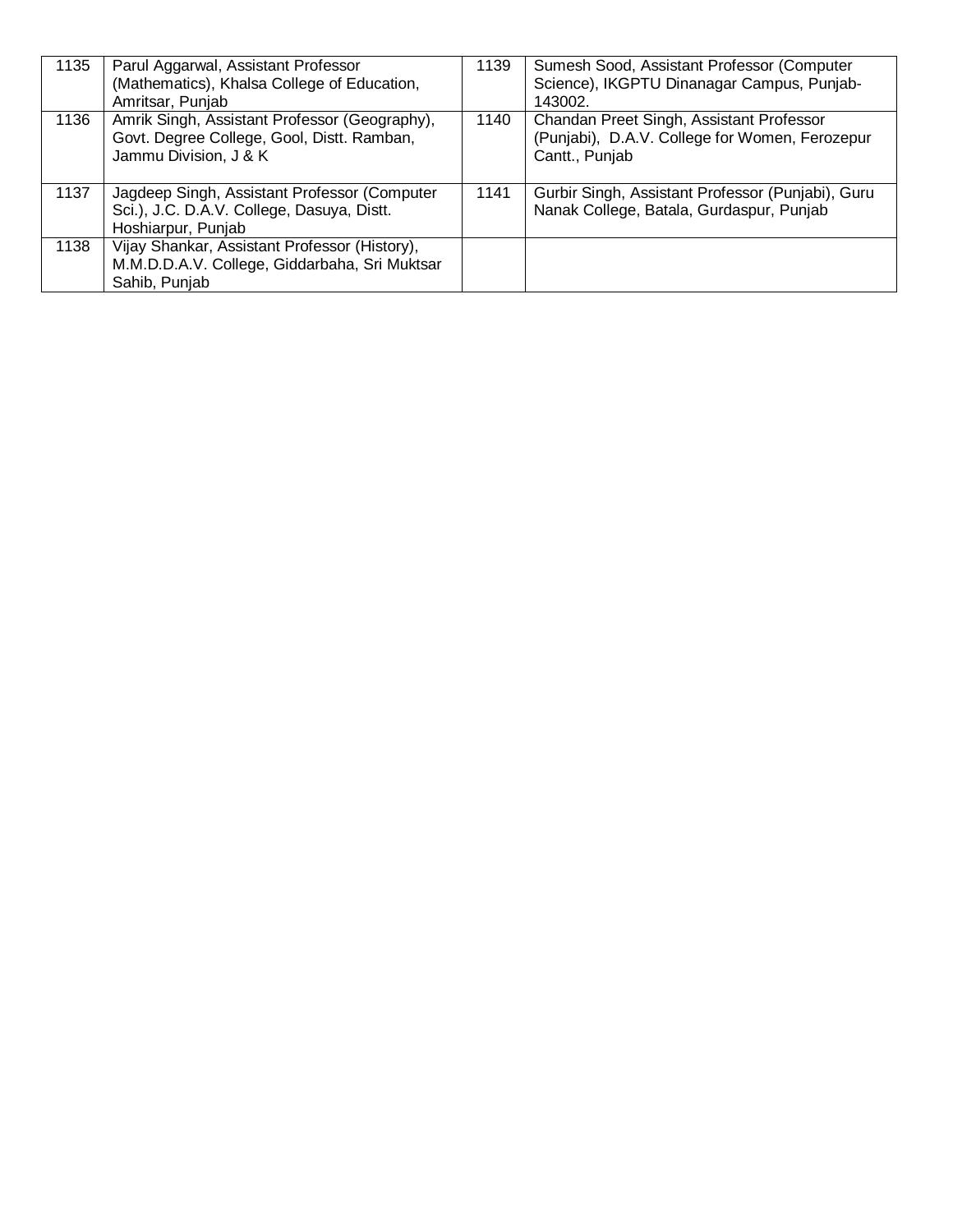| | | | |
|---|---|---|---|
| 1135 | Parul Aggarwal, Assistant Professor (Mathematics), Khalsa College of Education, Amritsar, Punjab | 1139 | Sumesh Sood, Assistant Professor (Computer Science), IKGPTU Dinanagar Campus, Punjab-143002. |
| 1136 | Amrik Singh, Assistant Professor (Geography), Govt. Degree College, Gool, Distt. Ramban, Jammu Division, J & K | 1140 | Chandan Preet Singh, Assistant Professor (Punjabi), D.A.V. College for Women, Ferozepur Cantt., Punjab |
| 1137 | Jagdeep Singh, Assistant Professor (Computer Sci.), J.C. D.A.V. College, Dasuya, Distt. Hoshiarpur, Punjab | 1141 | Gurbir Singh, Assistant Professor (Punjabi), Guru Nanak College, Batala, Gurdaspur, Punjab |
| 1138 | Vijay Shankar, Assistant Professor (History), M.M.D.D.A.V. College, Giddarbaha, Sri Muktsar Sahib, Punjab | | |